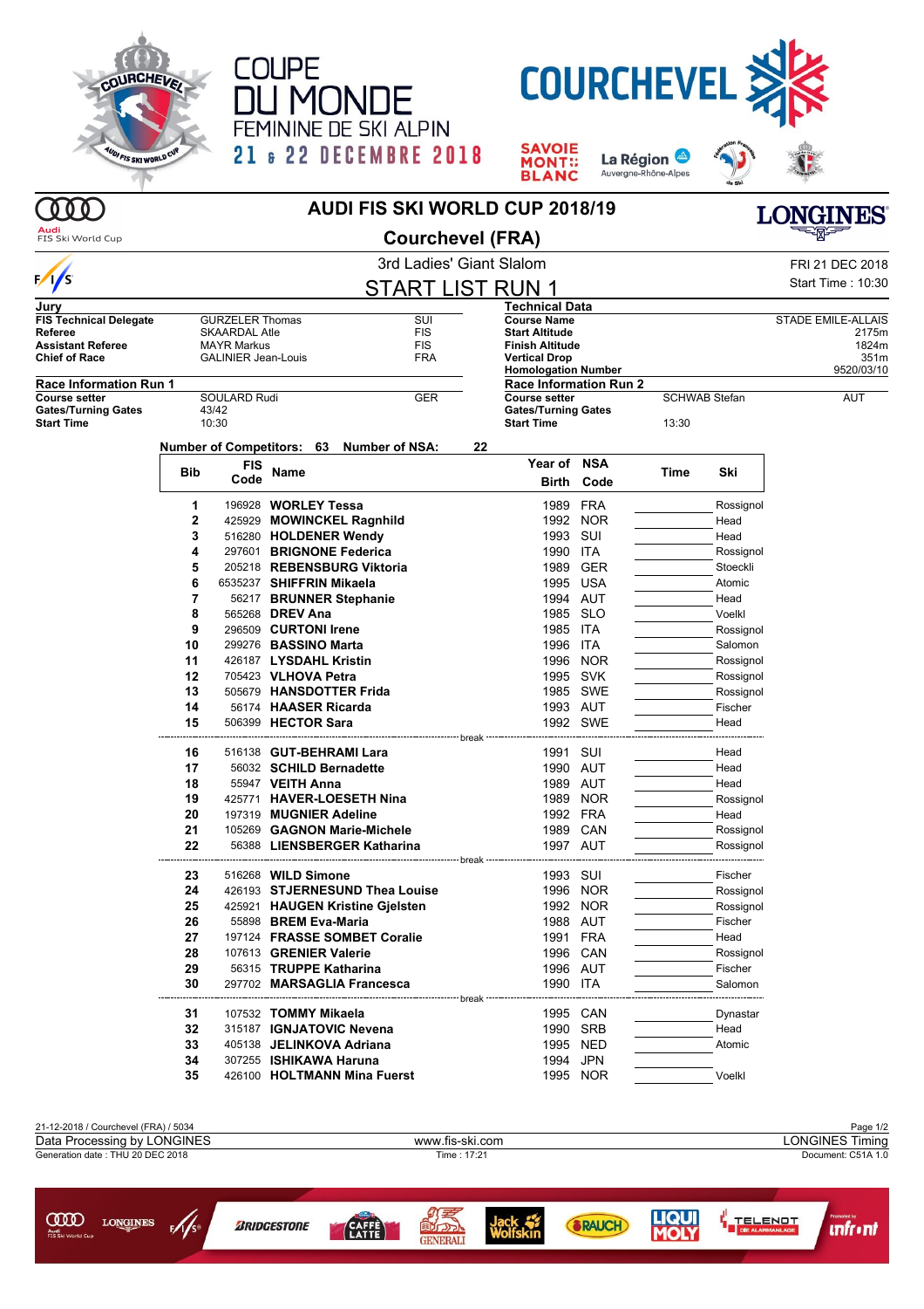# COUPE DU MONDE FEMININE DE SKI ALPIN

21 & 22 DECEMBRE 2018

COURCHEVEL

## AUDI FIS SKI WORLD CUP 2018/19

## Courchevel (FRA)

3rd Ladies' Giant Slalom

FRI 21 DEC 2018

Start Time : 10:30

## START LIST RUN 1

| Jury | | |
|---|---|---|
| FIS Technical Delegate | GURZELER Thomas | SUI |
| Referee | SKAARDAL Atle | FIS |
| Assistant Referee | MAYR Markus | FIS |
| Chief of Race | GALINIER Jean-Louis | FRA |

| Technical Data | |
|---|---|
| Course Name | STADE EMILE-ALLAIS |
| Start Altitude | 2175m |
| Finish Altitude | 1824m |
| Vertical Drop | 351m |
| Homologation Number | 9520/03/10 |

| Race Information Run 1 | | |
|---|---|---|
| Course setter | SOULARD Rudi | GER |
| Gates/Turning Gates | 43/42 | |
| Start Time | 10:30 | |

| Race Information Run 2 | | |
|---|---|---|
| Course setter | SCHWAB Stefan | AUT |
| Gates/Turning Gates | | |
| Start Time | 13:30 | |

Number of Competitors: 63 Number of NSA: 22

| Bib | FIS Code | Name | Year of Birth | NSA Code | Time | Ski |
|---|---|---|---|---|---|---|
| 1 | 196928 | **WORLEY Tessa** | 1989 | FRA | | Rossignol |
| 2 | 425929 | **MOWINCKEL Ragnhild** | 1992 | NOR | | Head |
| 3 | 516280 | **HOLDENER Wendy** | 1993 | SUI | | Head |
| 4 | 297601 | **BRIGNONE Federica** | 1990 | ITA | | Rossignol |
| 5 | 205218 | **REBENSBURG Viktoria** | 1989 | GER | | Stoeckli |
| 6 | 6535237 | **SHIFFRIN Mikaela** | 1995 | USA | | Atomic |
| 7 | 56217 | **BRUNNER Stephanie** | 1994 | AUT | | Head |
| 8 | 565268 | **DREV Ana** | 1985 | SLO | | Voelkl |
| 9 | 296509 | **CURTONI Irene** | 1985 | ITA | | Rossignol |
| 10 | 299276 | **BASSINO Marta** | 1996 | ITA | | Salomon |
| 11 | 426187 | **LYSDAHL Kristin** | 1996 | NOR | | Rossignol |
| 12 | 705423 | **VLHOVA Petra** | 1995 | SVK | | Rossignol |
| 13 | 505679 | **HANSDOTTER Frida** | 1985 | SWE | | Rossignol |
| 14 | 56174 | **HAASER Ricarda** | 1993 | AUT | | Fischer |
| 15 | 506399 | **HECTOR Sara** | 1992 | SWE | | Head |
| | | break | | | | |
| 16 | 516138 | **GUT-BEHRAMI Lara** | 1991 | SUI | | Head |
| 17 | 56032 | **SCHILD Bernadette** | 1990 | AUT | | Head |
| 18 | 55947 | **VEITH Anna** | 1989 | AUT | | Head |
| 19 | 425771 | **HAVER-LOESETH Nina** | 1989 | NOR | | Rossignol |
| 20 | 197319 | **MUGNIER Adeline** | 1992 | FRA | | Head |
| 21 | 105269 | **GAGNON Marie-Michele** | 1989 | CAN | | Rossignol |
| 22 | 56388 | **LIENSBERGER Katharina** | 1997 | AUT | | Rossignol |
| | | break | | | | |
| 23 | 516268 | **WILD Simone** | 1993 | SUI | | Fischer |
| 24 | 426193 | **STJERNESUND Thea Louise** | 1996 | NOR | | Rossignol |
| 25 | 425921 | **HAUGEN Kristine Gjelsten** | 1992 | NOR | | Rossignol |
| 26 | 55898 | **BREM Eva-Maria** | 1988 | AUT | | Fischer |
| 27 | 197124 | **FRASSE SOMBET Coralie** | 1991 | FRA | | Head |
| 28 | 107613 | **GRENIER Valerie** | 1996 | CAN | | Rossignol |
| 29 | 56315 | **TRUPPE Katharina** | 1996 | AUT | | Fischer |
| 30 | 297702 | **MARSAGLIA Francesca** | 1990 | ITA | | Salomon |
| | | break | | | | |
| 31 | 107532 | **TOMMY Mikaela** | 1995 | CAN | | Dynastar |
| 32 | 315187 | **IGNJATOVIC Nevena** | 1990 | SRB | | Head |
| 33 | 405138 | **JELINKOVA Adriana** | 1995 | NED | | Atomic |
| 34 | 307255 | **ISHIKAWA Haruna** | 1994 | JPN | | |
| 35 | 426100 | **HOLTMANN Mina Fuerst** | 1995 | NOR | | Voelkl |

21-12-2018 / Courchevel (FRA) / 5034

Data Processing by LONGINES | www.fis-ski.com | LONGINES Timing

Generation date : THU 20 DEC 2018 | Time : 17:21 | Document: C51A 1.0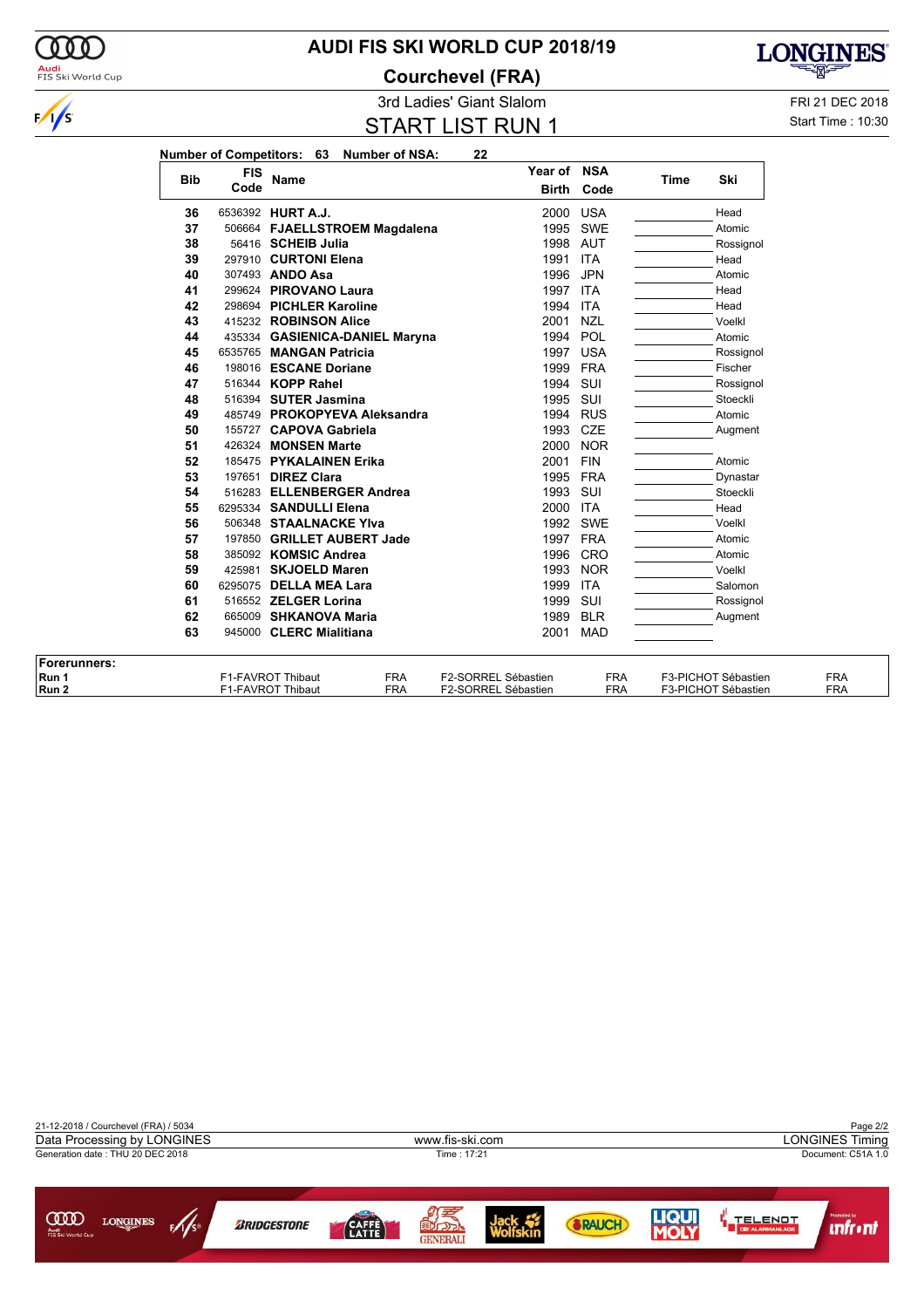# AUDI FIS SKI WORLD CUP 2018/19

## Courchevel (FRA)

3rd Ladies' Giant Slalom

FRI 21 DEC 2018

## START LIST RUN 1

Start Time : 10:30

**Number of Competitors: 63 Number of NSA: 22**

| Bib | FIS Code | Name | Year of Birth | NSA Code | Time | Ski |
|---|---|---|---|---|---|---|
| 36 | 6536392 | **HURT A.J.** | 2000 | USA | | Head |
| 37 | 506664 | **FJAELLSTROEM Magdalena** | 1995 | SWE | | Atomic |
| 38 | 56416 | **SCHEIB Julia** | 1998 | AUT | | Rossignol |
| 39 | 297910 | **CURTONI Elena** | 1991 | ITA | | Head |
| 40 | 307493 | **ANDO Asa** | 1996 | JPN | | Atomic |
| 41 | 299624 | **PIROVANO Laura** | 1997 | ITA | | Head |
| 42 | 298694 | **PICHLER Karoline** | 1994 | ITA | | Head |
| 43 | 415232 | **ROBINSON Alice** | 2001 | NZL | | Voelkl |
| 44 | 435334 | **GASIENICA-DANIEL Maryna** | 1994 | POL | | Atomic |
| 45 | 6535765 | **MANGAN Patricia** | 1997 | USA | | Rossignol |
| 46 | 198016 | **ESCANE Doriane** | 1999 | FRA | | Fischer |
| 47 | 516344 | **KOPP Rahel** | 1994 | SUI | | Rossignol |
| 48 | 516394 | **SUTER Jasmina** | 1995 | SUI | | Stoeckli |
| 49 | 485749 | **PROKOPYEVA Aleksandra** | 1994 | RUS | | Atomic |
| 50 | 155727 | **CAPOVA Gabriela** | 1993 | CZE | | Augment |
| 51 | 426324 | **MONSEN Marte** | 2000 | NOR | | |
| 52 | 185475 | **PYKALAINEN Erika** | 2001 | FIN | | Atomic |
| 53 | 197651 | **DIREZ Clara** | 1995 | FRA | | Dynastar |
| 54 | 516283 | **ELLENBERGER Andrea** | 1993 | SUI | | Stoeckli |
| 55 | 6295334 | **SANDULLI Elena** | 2000 | ITA | | Head |
| 56 | 506348 | **STAALNACKE Ylva** | 1992 | SWE | | Voelkl |
| 57 | 197850 | **GRILLET AUBERT Jade** | 1997 | FRA | | Atomic |
| 58 | 385092 | **KOMSIC Andrea** | 1996 | CRO | | Atomic |
| 59 | 425981 | **SKJOELD Maren** | 1993 | NOR | | Voelkl |
| 60 | 6295075 | **DELLA MEA Lara** | 1999 | ITA | | Salomon |
| 61 | 516552 | **ZELGER Lorina** | 1999 | SUI | | Rossignol |
| 62 | 665009 | **SHKANOVA Maria** | 1989 | BLR | | Augment |
| 63 | 945000 | **CLERC Mialitiana** | 2001 | MAD | | |

**Forerunners:**

| | | | | | | |
|---|---|---|---|---|---|---|
| **Run 1** | F1-FAVROT Thibaut | FRA | F2-SORREL Sébastien | FRA | F3-PICHOT Sébastien | FRA |
| **Run 2** | F1-FAVROT Thibaut | FRA | F2-SORREL Sébastien | FRA | F3-PICHOT Sébastien | FRA |

21-12-2018 / Courchevel (FRA) / 5034

Data Processing by LONGINES — www.fis-ski.com — LONGINES Timing

Generation date : THU 20 DEC 2018 — Time : 17:21 — Document: C51A 1.0